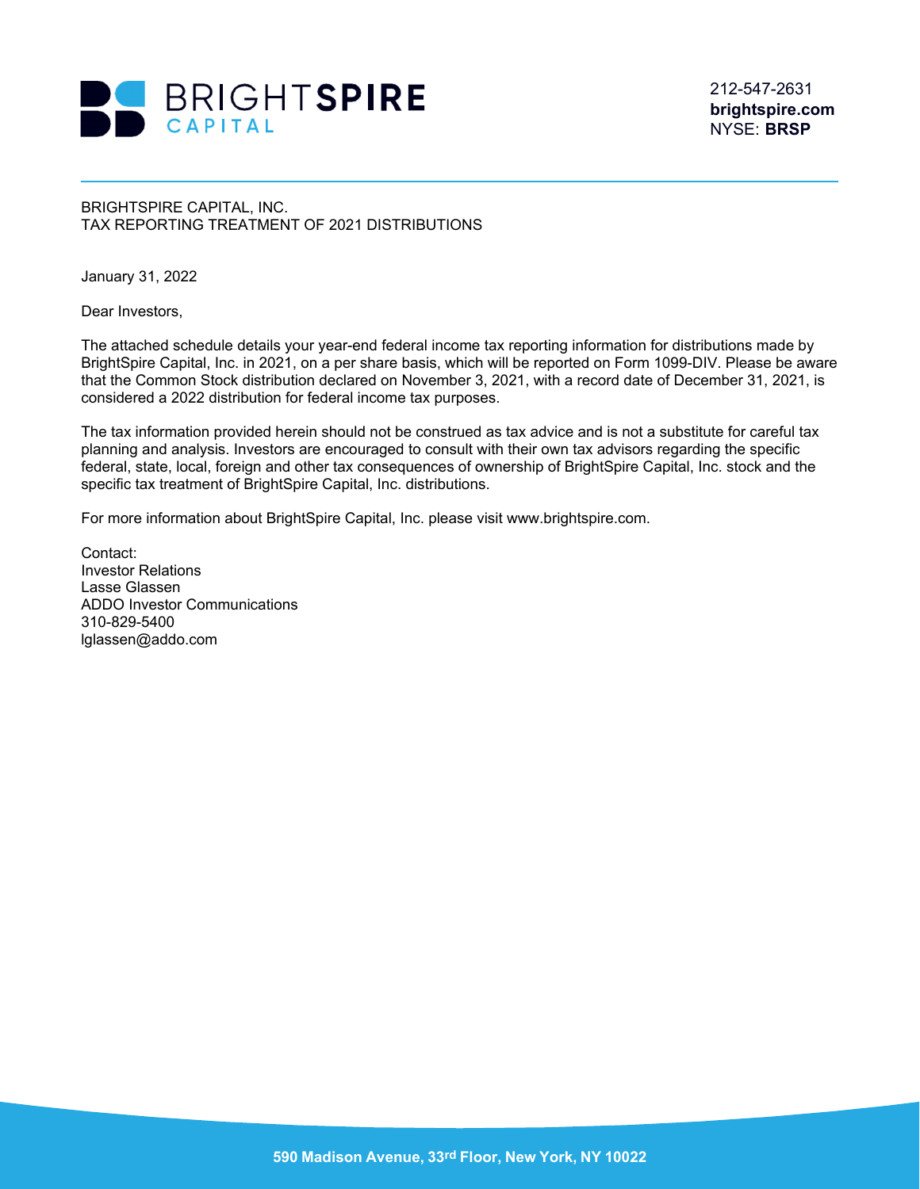# BRIGHTSPIRE CAPITAL

212-547-2631
**brightspire.com**
NYSE: **BRSP**

BRIGHTSPIRE CAPITAL, INC.
TAX REPORTING TREATMENT OF 2021 DISTRIBUTIONS

January 31, 2022

Dear Investors,

The attached schedule details your year-end federal income tax reporting information for distributions made by BrightSpire Capital, Inc. in 2021, on a per share basis, which will be reported on Form 1099-DIV. Please be aware that the Common Stock distribution declared on November 3, 2021, with a record date of December 31, 2021, is considered a 2022 distribution for federal income tax purposes.

The tax information provided herein should not be construed as tax advice and is not a substitute for careful tax planning and analysis. Investors are encouraged to consult with their own tax advisors regarding the specific federal, state, local, foreign and other tax consequences of ownership of BrightSpire Capital, Inc. stock and the specific tax treatment of BrightSpire Capital, Inc. distributions.

For more information about BrightSpire Capital, Inc. please visit www.brightspire.com.

Contact:
Investor Relations
Lasse Glassen
ADDO Investor Communications
310-829-5400
lglassen@addo.com

**590 Madison Avenue, 33rd Floor, New York, NY 10022**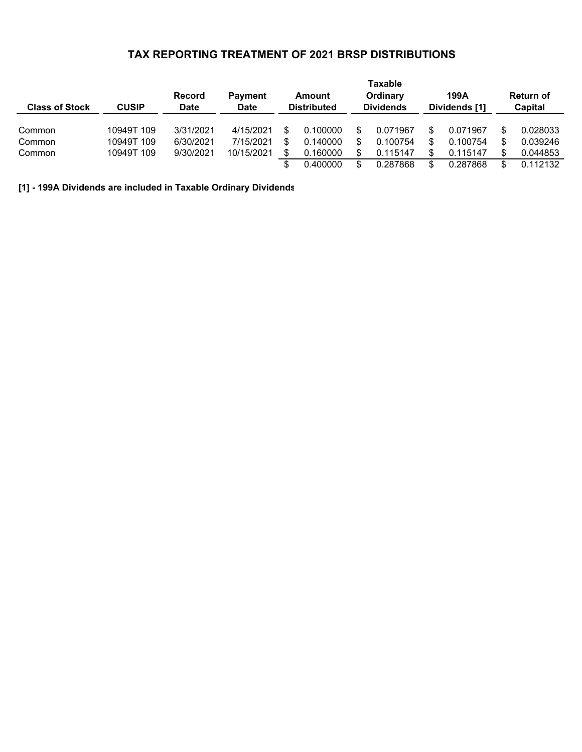## TAX REPORTING TREATMENT OF 2021 BRSP DISTRIBUTIONS

| Class of Stock | CUSIP | Record Date | Payment Date | Amount Distributed | Taxable Ordinary Dividends | 199A Dividends [1] | Return of Capital |
|---|---|---|---|---|---|---|---|
| Common | 10949T 109 | 3/31/2021 | 4/15/2021 | $ 0.100000 | $ 0.071967 | $ 0.071967 | $ 0.028033 |
| Common | 10949T 109 | 6/30/2021 | 7/15/2021 | $ 0.140000 | $ 0.100754 | $ 0.100754 | $ 0.039246 |
| Common | 10949T 109 | 9/30/2021 | 10/15/2021 | $ 0.160000 | $ 0.115147 | $ 0.115147 | $ 0.044853 |
| | | | | $ 0.400000 | $ 0.287868 | $ 0.287868 | $ 0.112132 |

**[1] - 199A Dividends are included in Taxable Ordinary Dividends**